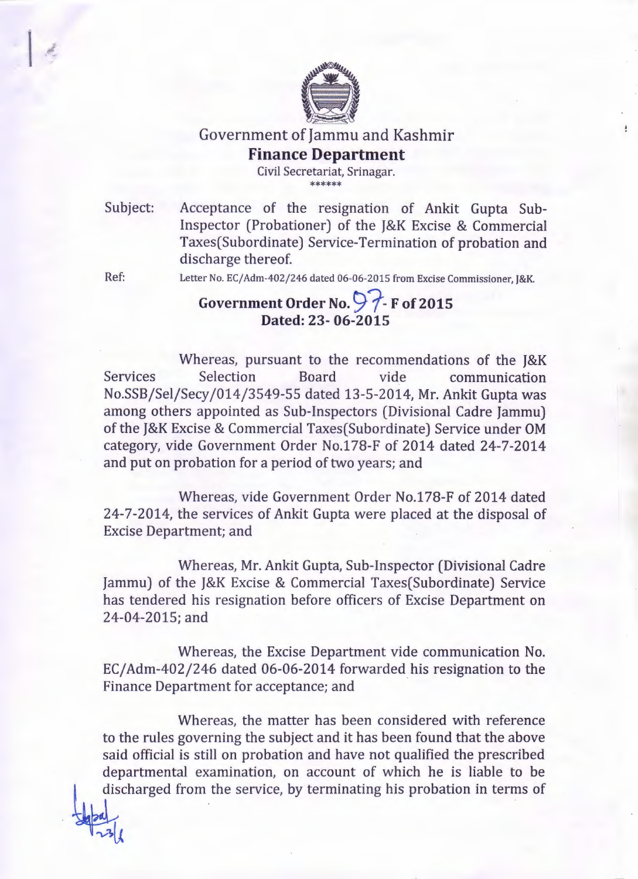# Government of Jammu and Kashmir

## Finance Department

Civil Secretariat, Srinagar.

\*\*\*\*\*\*

Subject: Acceptance of the resignation of Ankit Gupta Sub-Inspector (Probationer) of the J&K Excise & Commercial Taxes(Subordinate) Service-Termination of probation and discharge thereof.

Ref: Letter No. EC/Adm-402/246 dated 06-06-2015 from Excise Commissioner, J&K.

**Government Order No. 97- F of 2015**
**Dated: 23- 06-2015**

Whereas, pursuant to the recommendations of the J&K Services Selection Board vide communication No.SSB/Sel/Secy/014/3549-55 dated 13-5-2014, Mr. Ankit Gupta was among others appointed as Sub-Inspectors (Divisional Cadre Jammu) of the J&K Excise & Commercial Taxes(Subordinate) Service under OM category, vide Government Order No.178-F of 2014 dated 24-7-2014 and put on probation for a period of two years; and

Whereas, vide Government Order No.178-F of 2014 dated 24-7-2014, the services of Ankit Gupta were placed at the disposal of Excise Department; and

Whereas, Mr. Ankit Gupta, Sub-Inspector (Divisional Cadre Jammu) of the J&K Excise & Commercial Taxes(Subordinate) Service has tendered his resignation before officers of Excise Department on 24-04-2015; and

Whereas, the Excise Department vide communication No. EC/Adm-402/246 dated 06-06-2014 forwarded his resignation to the Finance Department for acceptance; and

Whereas, the matter has been considered with reference to the rules governing the subject and it has been found that the above said official is still on probation and have not qualified the prescribed departmental examination, on account of which he is liable to be discharged from the service, by terminating his probation in terms of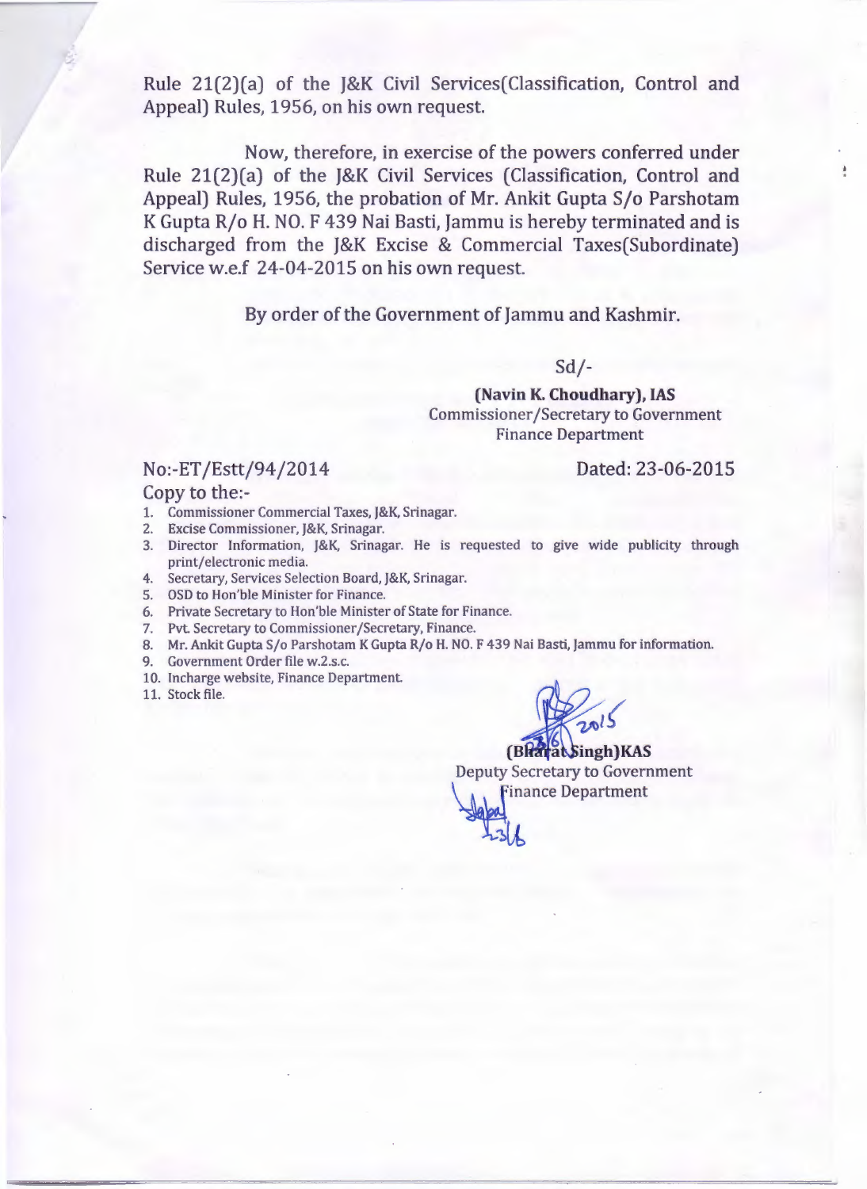Rule 21(2)(a) of the J&K Civil Services(Classification, Control and Appeal) Rules, 1956, on his own request.

Now, therefore, in exercise of the powers conferred under Rule 21(2)(a) of the J&K Civil Services (Classification, Control and Appeal) Rules, 1956, the probation of Mr. Ankit Gupta S/o Parshotam K Gupta R/o H. NO. F 439 Nai Basti, Jammu is hereby terminated and is discharged from the J&K Excise & Commercial Taxes(Subordinate) Service w.e.f 24-04-2015 on his own request.

By order of the Government of Jammu and Kashmir.

Sd/-

**(Navin K. Choudhary), IAS**
Commissioner/Secretary to Government
Finance Department

No:-ET/Estt/94/2014 Dated: 23-06-2015

Copy to the:-

1. Commissioner Commercial Taxes, J&K, Srinagar.
2. Excise Commissioner, J&K, Srinagar.
3. Director Information, J&K, Srinagar. He is requested to give wide publicity through print/electronic media.
4. Secretary, Services Selection Board, J&K, Srinagar.
5. OSD to Hon'ble Minister for Finance.
6. Private Secretary to Hon'ble Minister of State for Finance.
7. Pvt. Secretary to Commissioner/Secretary, Finance.
8. Mr. Ankit Gupta S/o Parshotam K Gupta R/o H. NO. F 439 Nai Basti, Jammu for information.
9. Government Order file w.2.s.c.
10. Incharge website, Finance Department.
11. Stock file.

23/6/2015

**(Bharat Singh)KAS**
Deputy Secretary to Government
Finance Department